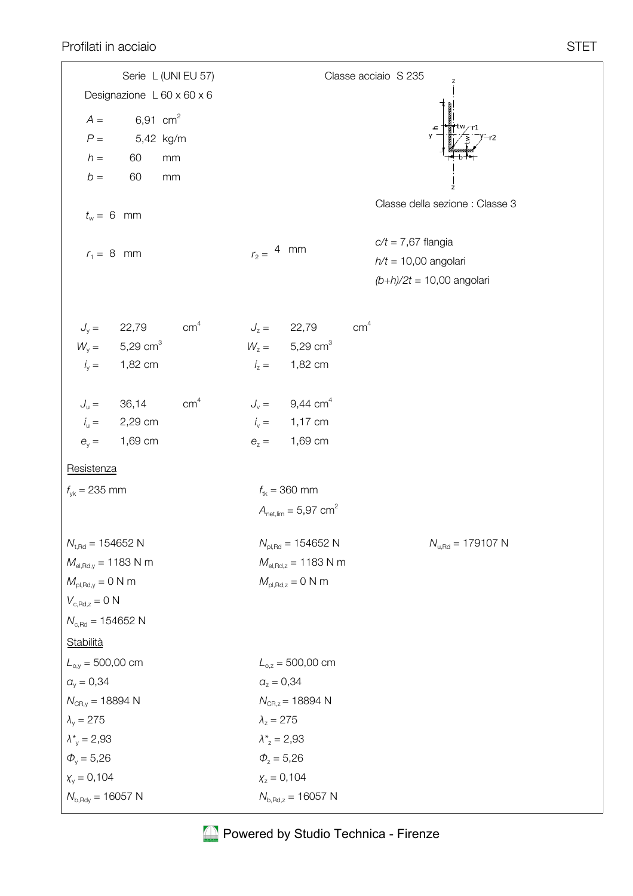Serie L (UNI EU 57)

Classe acciaio S 235

Designazione L 60 x 60 x 6

$A =$ 6,91 $cm^2$

$P =$ 5,42 kg/m

$h =$ 60 mm

$b =$ 60 mm

Classe della sezione : Classe 3

$t_w =$ 6 mm

$r_1 =$ 8 mm

$r_2 =$ 4 mm

$c/t$ = 7,67 flangia

$h/t$ = 10,00 angolari

$(b+h)/2t$ = 10,00 angolari

| | | | |
|---|---|---|---|
| $J_y =$ | 22,79 $cm^4$ | $J_z =$ | 22,79 $cm^4$ |
| $W_y =$ | 5,29 $cm^3$ | $W_z =$ | 5,29 $cm^3$ |
| $i_y =$ | 1,82 cm | $i_z =$ | 1,82 cm |
| $J_u =$ | 36,14 $cm^4$ | $J_v =$ | 9,44 $cm^4$ |
| $i_u =$ | 2,29 cm | $i_v =$ | 1,17 cm |
| $e_y =$ | 1,69 cm | $e_z =$ | 1,69 cm |

## Resistenza

$f_{yk}$ = 235 mm

$f_{tk}$ = 360 mm

$A_{net,lim}$ = 5,97 $cm^2$

$N_{t,Rd}$ = 154652 N

$N_{pl,Rd}$ = 154652 N

$N_{u,Rd}$ = 179107 N

$M_{el,Rd,y}$ = 1183 N m

$M_{el,Rd,z}$ = 1183 N m

$M_{pl,Rd,y}$ = 0 N m

$M_{pl,Rd,z}$ = 0 N m

$V_{c,Rd,z}$ = 0 N

$N_{c,Rd}$ = 154652 N

## Stabilità

| | |
|---|---|
| $L_{o,y}$ = 500,00 cm | $L_{o,z}$ = 500,00 cm |
| $\alpha_y$ = 0,34 | $\alpha_z$ = 0,34 |
| $N_{CR,y}$ = 18894 N | $N_{CR,z}$ = 18894 N |
| $\lambda_y$ = 275 | $\lambda_z$ = 275 |
| $\lambda^*_y$ = 2,93 | $\lambda^*_z$ = 2,93 |
| $\Phi_y$ = 5,26 | $\Phi_z$ = 5,26 |
| $\chi_y$ = 0,104 | $\chi_z$ = 0,104 |
| $N_{b,Rdy}$ = 16057 N | $N_{b,Rd,z}$ = 16057 N |

Powered by Studio Technica - Firenze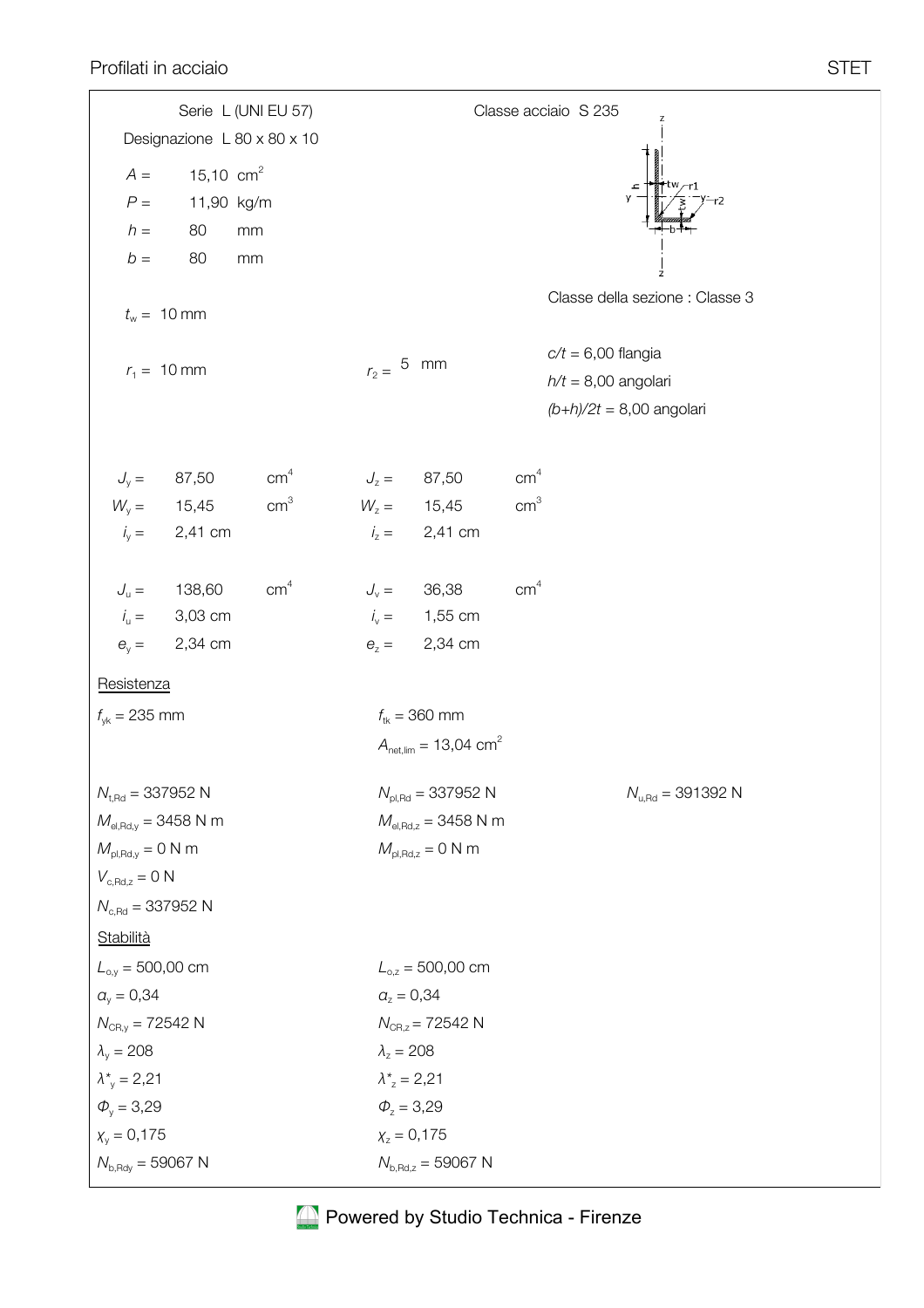Serie L (UNI EU 57)

Classe acciaio S 235

Designazione L 80 x 80 x 10

$A$ = 15,10 $cm^2$

$P$ = 11,90 kg/m

$h$ = 80 mm

$b$ = 80 mm

$t_w$ = 10 mm

$r_1$ = 10 mm

$r_2$ = 5 mm

Classe della sezione : Classe 3

$c/t$ = 6,00 flangia

$h/t$ = 8,00 angolari

$(b+h)/2t$ = 8,00 angolari

$J_y$ = 87,50 $cm^4$

$W_y$ = 15,45 $cm^3$

$i_y$ = 2,41 cm

$J_z$ = 87,50 $cm^4$

$W_z$ = 15,45 $cm^3$

$i_z$ = 2,41 cm

$J_u$ = 138,60 $cm^4$

$i_u$ = 3,03 cm

$e_y$ = 2,34 cm

$J_v$ = 36,38 $cm^4$

$i_v$ = 1,55 cm

$e_z$ = 2,34 cm

Resistenza

$f_{yk}$ = 235 mm

$f_{tk}$ = 360 mm

$A_{net,lim}$ = 13,04 $cm^2$

$N_{t,Rd}$ = 337952 N

$N_{pl,Rd}$ = 337952 N

$N_{u,Rd}$ = 391392 N

$M_{el,Rd,y}$ = 3458 N m

$M_{el,Rd,z}$ = 3458 N m

$M_{pl,Rd,y}$ = 0 N m

$M_{pl,Rd,z}$ = 0 N m

$V_{c,Rd,z}$ = 0 N

$N_{c,Rd}$ = 337952 N

Stabilità

$L_{o,y}$ = 500,00 cm

$L_{o,z}$ = 500,00 cm

$\alpha_y$ = 0,34

$\alpha_z$ = 0,34

$N_{CR,y}$ = 72542 N

$N_{CR,z}$ = 72542 N

$\lambda_y$ = 208

$\lambda_z$ = 208

$\lambda^*_y$ = 2,21

$\lambda^*_z$ = 2,21

$\Phi_y$ = 3,29

$\Phi_z$ = 3,29

$\chi_y$ = 0,175

$\chi_z$ = 0,175

$N_{b,Rdy}$ = 59067 N

$N_{b,Rd,z}$ = 59067 N

Powered by Studio Technica - Firenze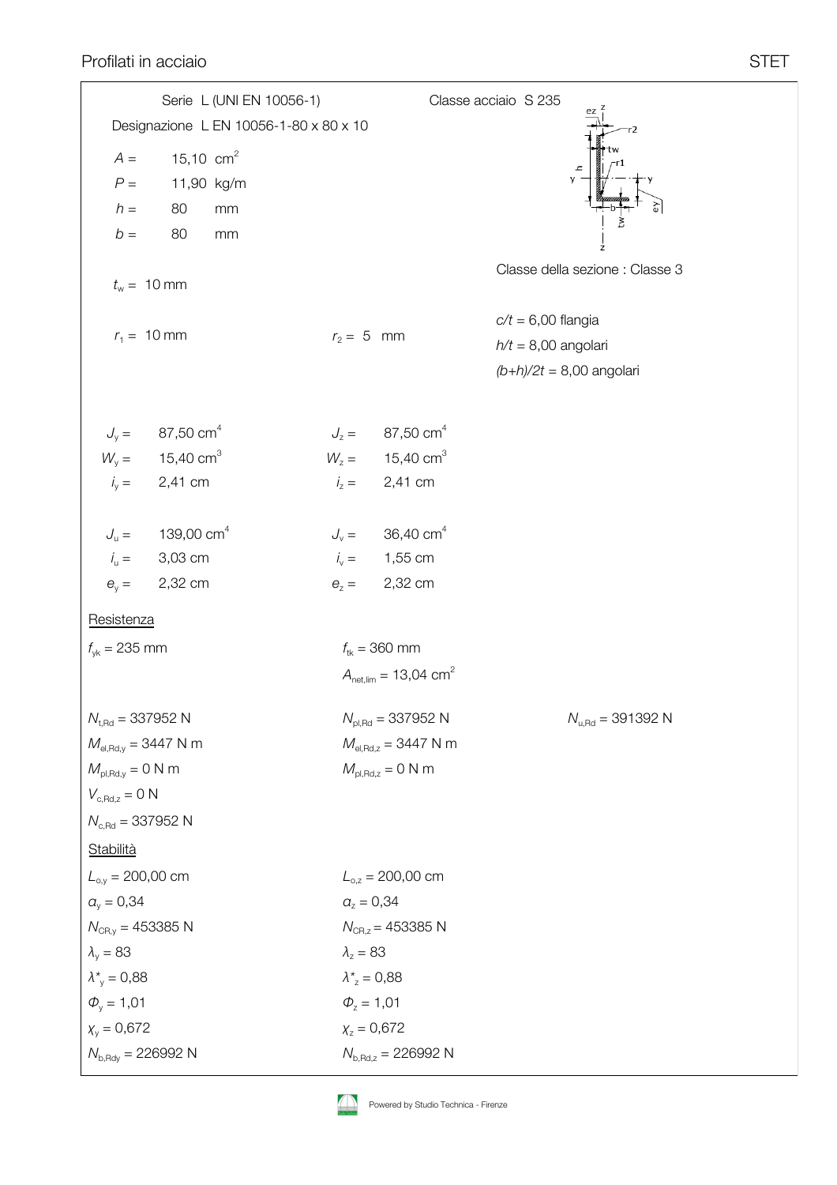Serie L (UNI EN 10056-1)

Classe acciaio S 235

Designazione L EN 10056-1-80 x 80 x 10

$A =$ 15,10 $cm^2$

$P =$ 11,90 kg/m

$h =$ 80 mm

$b =$ 80 mm

Classe della sezione : Classe 3

$t_w =$ 10 mm

$c/t$ = 6,00 flangia

$r_1 =$ 10 mm

$r_2 =$ 5 mm

$h/t$ = 8,00 angolari

$(b+h)/2t$ = 8,00 angolari

$J_y =$ 87,50 $cm^4$

$J_z =$ 87,50 $cm^4$

$W_y =$ 15,40 $cm^3$

$W_z =$ 15,40 $cm^3$

$i_y =$ 2,41 cm

$i_z =$ 2,41 cm

$J_u =$ 139,00 $cm^4$

$J_v =$ 36,40 $cm^4$

$i_u =$ 3,03 cm

$i_v =$ 1,55 cm

$e_y =$ 2,32 cm

$e_z =$ 2,32 cm

Resistenza

$f_{yk}$ = 235 mm

$f_{tk}$ = 360 mm

$A_{net,lim}$ = 13,04 $cm^2$

$N_{t,Rd}$ = 337952 N

$N_{pl,Rd}$ = 337952 N

$N_{u,Rd}$ = 391392 N

$M_{el,Rd,y}$ = 3447 N m

$M_{el,Rd,z}$ = 3447 N m

$M_{pl,Rd,y}$ = 0 N m

$M_{pl,Rd,z}$ = 0 N m

$V_{c,Rd,z}$ = 0 N

$N_{c,Rd}$ = 337952 N

Stabilità

$L_{o,y}$ = 200,00 cm

$L_{o,z}$ = 200,00 cm

$\alpha_y$ = 0,34

$\alpha_z$ = 0,34

$N_{CR,y}$ = 453385 N

$N_{CR,z}$ = 453385 N

$\lambda_y$ = 83

$\lambda_z$ = 83

$\lambda^*_y$ = 0,88

$\lambda^*_z$ = 0,88

$\Phi_y$ = 1,01

$\Phi_z$ = 1,01

$\chi_y$ = 0,672

$\chi_z$ = 0,672

$N_{b,Rdy}$ = 226992 N

$N_{b,Rd,z}$ = 226992 N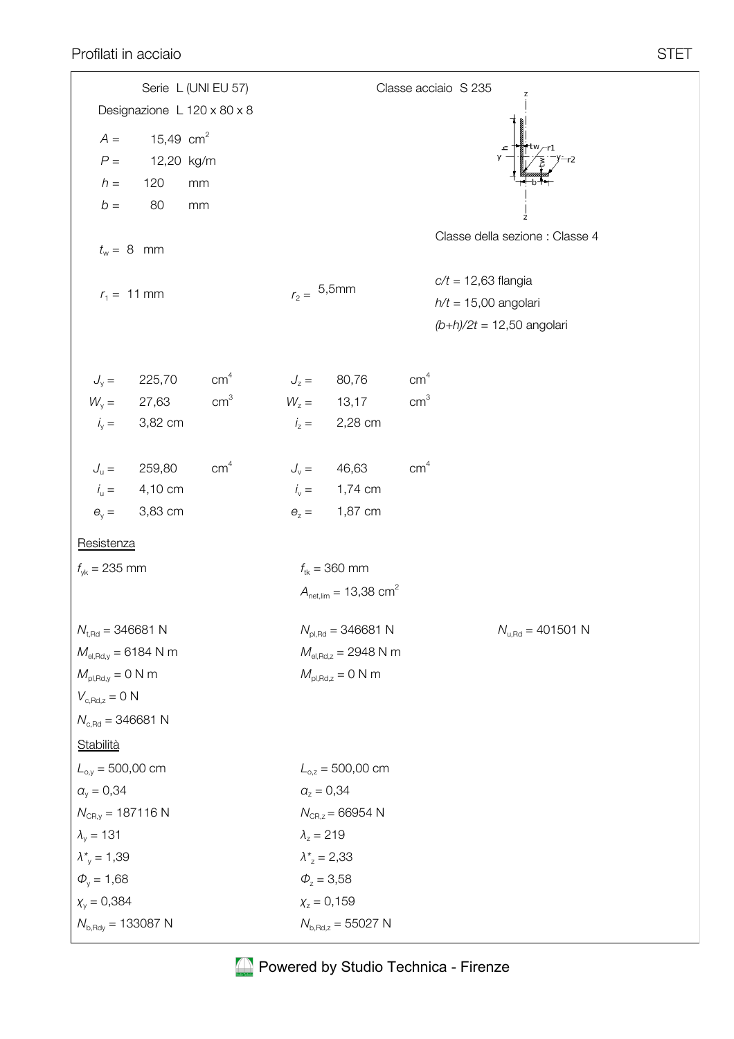Serie L (UNI EU 57)

Classe acciaio S 235

Designazione L 120 x 80 x 8

$A$ = 15,49 $cm^2$

$P$ = 12,20 kg/m

$h$ = 120 mm

$b$ = 80 mm

Classe della sezione : Classe 4

$t_w$ = 8 mm

$c/t$ = 12,63 flangia

$r_1$ = 11 mm

$r_2$ = 5,5mm

$h/t$ = 15,00 angolari

$(b+h)/2t$ = 12,50 angolari

| | | |
|---|---|---|
| $J_y$ = 225,70 $cm^4$ | $J_z$ = 80,76 $cm^4$ | |
| $W_y$ = 27,63 $cm^3$ | $W_z$ = 13,17 $cm^3$ | |
| $i_y$ = 3,82 cm | $i_z$ = 2,28 cm | |
| $J_u$ = 259,80 $cm^4$ | $J_v$ = 46,63 $cm^4$ | |
| $i_u$ = 4,10 cm | $i_v$ = 1,74 cm | |
| $e_y$ = 3,83 cm | $e_z$ = 1,87 cm | |

## Resistenza

| | | |
|---|---|---|
| $f_{yk}$ = 235 mm | $f_{tk}$ = 360 mm | |
| | $A_{net,lim}$ = 13,38 $cm^2$ | |
| $N_{t,Rd}$ = 346681 N | $N_{pl,Rd}$ = 346681 N | $N_{u,Rd}$ = 401501 N |
| $M_{el,Rd,y}$ = 6184 N m | $M_{el,Rd,z}$ = 2948 N m | |
| $M_{pl,Rd,y}$ = 0 N m | $M_{pl,Rd,z}$ = 0 N m | |
| $V_{c,Rd,z}$ = 0 N | | |
| $N_{c,Rd}$ = 346681 N | | |

## Stabilità

| | |
|---|---|
| $L_{o,y}$ = 500,00 cm | $L_{o,z}$ = 500,00 cm |
| $\alpha_y$ = 0,34 | $\alpha_z$ = 0,34 |
| $N_{CR,y}$ = 187116 N | $N_{CR,z}$ = 66954 N |
| $\lambda_y$ = 131 | $\lambda_z$ = 219 |
| $\lambda^*_y$ = 1,39 | $\lambda^*_z$ = 2,33 |
| $\Phi_y$ = 1,68 | $\Phi_z$ = 3,58 |
| $\chi_y$ = 0,384 | $\chi_z$ = 0,159 |
| $N_{b,Rdy}$ = 133087 N | $N_{b,Rd,z}$ = 55027 N |

Powered by Studio Technica - Firenze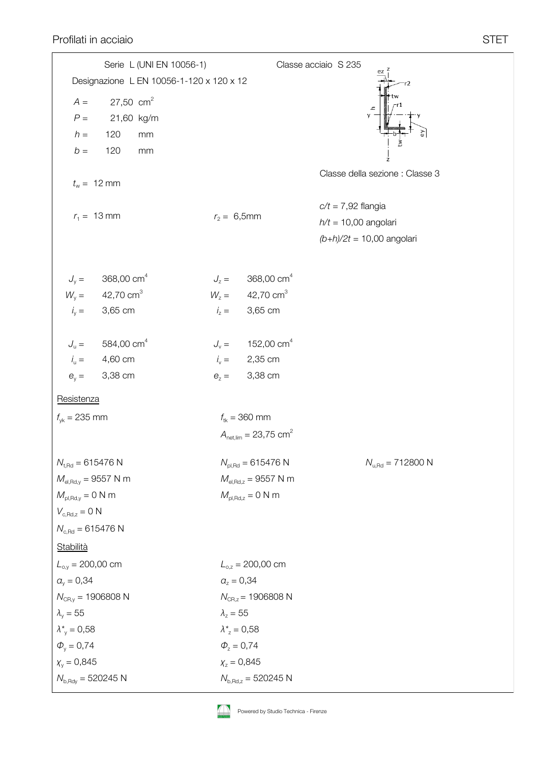Serie L (UNI EN 10056-1)

Classe acciaio S 235

Designazione L EN 10056-1-120 x 120 x 12

$A$ = 27,50 $cm^2$

$P$ = 21,60 kg/m

$h$ = 120 mm

$b$ = 120 mm

$t_w$ = 12 mm

$r_1$ = 13 mm

$r_2$ = 6,5mm

Classe della sezione : Classe 3

$c/t$ = 7,92 flangia

$h/t$ = 10,00 angolari

$(b+h)/2t$ = 10,00 angolari

| | |
|---|---|
| $J_y$ = 368,00 $cm^4$ | $J_z$ = 368,00 $cm^4$ |
| $W_y$ = 42,70 $cm^3$ | $W_z$ = 42,70 $cm^3$ |
| $i_y$ = 3,65 cm | $i_z$ = 3,65 cm |
| $J_u$ = 584,00 $cm^4$ | $J_v$ = 152,00 $cm^4$ |
| $i_u$ = 4,60 cm | $i_v$ = 2,35 cm |
| $e_y$ = 3,38 cm | $e_z$ = 3,38 cm |

## Resistenza

$f_{yk}$ = 235 mm

$f_{tk}$ = 360 mm

$A_{net,lim}$ = 23,75 $cm^2$

$N_{t,Rd}$ = 615476 N

$N_{pl,Rd}$ = 615476 N

$N_{u,Rd}$ = 712800 N

$M_{el,Rd,y}$ = 9557 N m

$M_{el,Rd,z}$ = 9557 N m

$M_{pl,Rd,y}$ = 0 N m

$M_{pl,Rd,z}$ = 0 N m

$V_{c,Rd,z}$ = 0 N

$N_{c,Rd}$ = 615476 N

## Stabilità

| | |
|---|---|
| $L_{o,y}$ = 200,00 cm | $L_{o,z}$ = 200,00 cm |
| $\alpha_y$ = 0,34 | $\alpha_z$ = 0,34 |
| $N_{CR,y}$ = 1906808 N | $N_{CR,z}$ = 1906808 N |
| $\lambda_y$ = 55 | $\lambda_z$ = 55 |
| $\lambda^*_y$ = 0,58 | $\lambda^*_z$ = 0,58 |
| $\Phi_y$ = 0,74 | $\Phi_z$ = 0,74 |
| $\chi_y$ = 0,845 | $\chi_z$ = 0,845 |
| $N_{b,Rdy}$ = 520245 N | $N_{b,Rd,z}$ = 520245 N |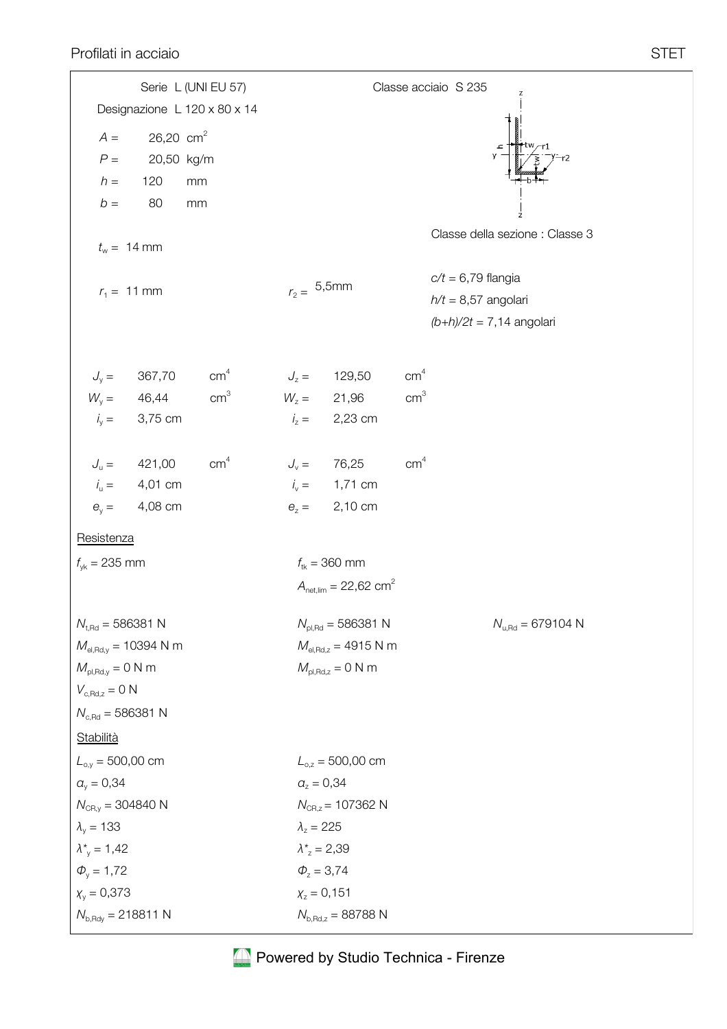Serie L (UNI EU 57)

Classe acciaio S 235

Designazione L 120 x 80 x 14

$A =$ 26,20 $cm^2$

$P =$ 20,50 kg/m

$h =$ 120 mm

$b =$ 80 mm

Classe della sezione : Classe 3

$t_w =$ 14 mm

$c/t = 6{,}79$ flangia

$r_1 =$ 11 mm

$r_2 =$ 5,5mm

$h/t = 8{,}57$ angolari

$(b+h)/2t = 7{,}14$ angolari

| | | | | | |
|---|---|---|---|---|---|
| $J_y =$ | 367,70 | $cm^4$ | $J_z =$ | 129,50 | $cm^4$ |
| $W_y =$ | 46,44 | $cm^3$ | $W_z =$ | 21,96 | $cm^3$ |
| $i_y =$ | 3,75 cm | | $i_z =$ | 2,23 cm | |
| $J_u =$ | 421,00 | $cm^4$ | $J_v =$ | 76,25 | $cm^4$ |
| $i_u =$ | 4,01 cm | | $i_v =$ | 1,71 cm | |
| $e_y =$ | 4,08 cm | | $e_z =$ | 2,10 cm | |

<u>Resistenza</u>

$f_{yk} = 235$ mm

$f_{tk} = 360$ mm

$A_{net,lim} = 22{,}62\ cm^2$

$N_{t,Rd} = 586381$ N

$N_{pl,Rd} = 586381$ N

$N_{u,Rd} = 679104$ N

$M_{el,Rd,y} = 10394$ N m

$M_{el,Rd,z} = 4915$ N m

$M_{pl,Rd,y} = 0$ N m

$M_{pl,Rd,z} = 0$ N m

$V_{c,Rd,z} = 0$ N

$N_{c,Rd} = 586381$ N

<u>Stabilità</u>

| | |
|---|---|
| $L_{o,y} = 500{,}00$ cm | $L_{o,z} = 500{,}00$ cm |
| $\alpha_y = 0{,}34$ | $\alpha_z = 0{,}34$ |
| $N_{CR,y} = 304840$ N | $N_{CR,z} = 107362$ N |
| $\lambda_y = 133$ | $\lambda_z = 225$ |
| $\lambda^*_y = 1{,}42$ | $\lambda^*_z = 2{,}39$ |
| $\Phi_y = 1{,}72$ | $\Phi_z = 3{,}74$ |
| $\chi_y = 0{,}373$ | $\chi_z = 0{,}151$ |
| $N_{b,Rdy} = 218811$ N | $N_{b,Rd,z} = 88788$ N |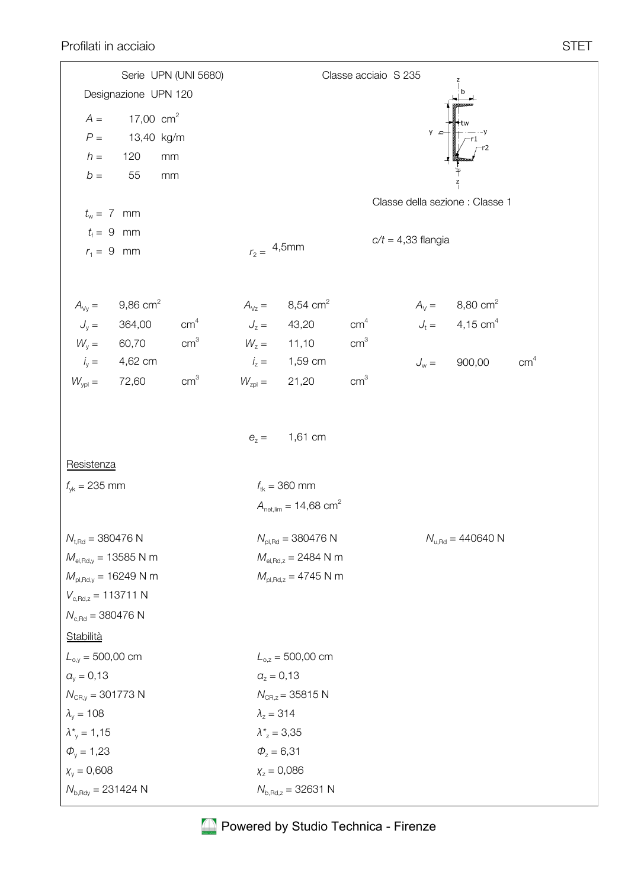Serie UPN (UNI 5680) — Classe acciaio S 235

Designazione UPN 120

$A =$ 17,00 $cm^2$

$P =$ 13,40 kg/m

$h =$ 120 mm

$b =$ 55 mm

Classe della sezione : Classe 1

$t_w =$ 7 mm

$t_f =$ 9 mm

$c/t$ = 4,33 flangia

$r_1 =$ 9 mm

$r_2 =$ 4,5mm

| | | | | | | | |
|---|---|---|---|---|---|---|---|
| $A_{Vy} =$ 9,86 $cm^2$ | | $A_{Vz} =$ 8,54 $cm^2$ | | $A_V =$ 8,80 $cm^2$ | | | |
| $J_y =$ 364,00 | $cm^4$ | $J_z =$ 43,20 | $cm^4$ | $J_t =$ 4,15 $cm^4$ | | | |
| $W_y =$ 60,70 | $cm^3$ | $W_z =$ 11,10 | $cm^3$ | | | | |
| $i_y =$ 4,62 cm | | $i_z =$ 1,59 cm | | $J_w =$ 900,00 | $cm^4$ | | |
| $W_{ypl} =$ 72,60 | $cm^3$ | $W_{zpl} =$ 21,20 | $cm^3$ | | | | |

$e_z =$ 1,61 cm

Resistenza

$f_{yk}$ = 235 mm

$f_{tk}$ = 360 mm

$A_{net,lim}$ = 14,68 $cm^2$

$N_{t,Rd}$ = 380476 N

$N_{pl,Rd}$ = 380476 N

$N_{u,Rd}$ = 440640 N

$M_{el,Rd,y}$ = 13585 N m

$M_{el,Rd,z}$ = 2484 N m

$M_{pl,Rd,y}$ = 16249 N m

$M_{pl,Rd,z}$ = 4745 N m

$V_{c,Rd,z}$ = 113711 N

$N_{c,Rd}$ = 380476 N

Stabilità

| | |
|---|---|
| $L_{o,y}$ = 500,00 cm | $L_{o,z}$ = 500,00 cm |
| $\alpha_y$ = 0,13 | $\alpha_z$ = 0,13 |
| $N_{CR,y}$ = 301773 N | $N_{CR,z}$ = 35815 N |
| $\lambda_y$ = 108 | $\lambda_z$ = 314 |
| $\lambda^*_y$ = 1,15 | $\lambda^*_z$ = 3,35 |
| $\Phi_y$ = 1,23 | $\Phi_z$ = 6,31 |
| $\chi_y$ = 0,608 | $\chi_z$ = 0,086 |
| $N_{b,Rdy}$ = 231424 N | $N_{b,Rd,z}$ = 32631 N |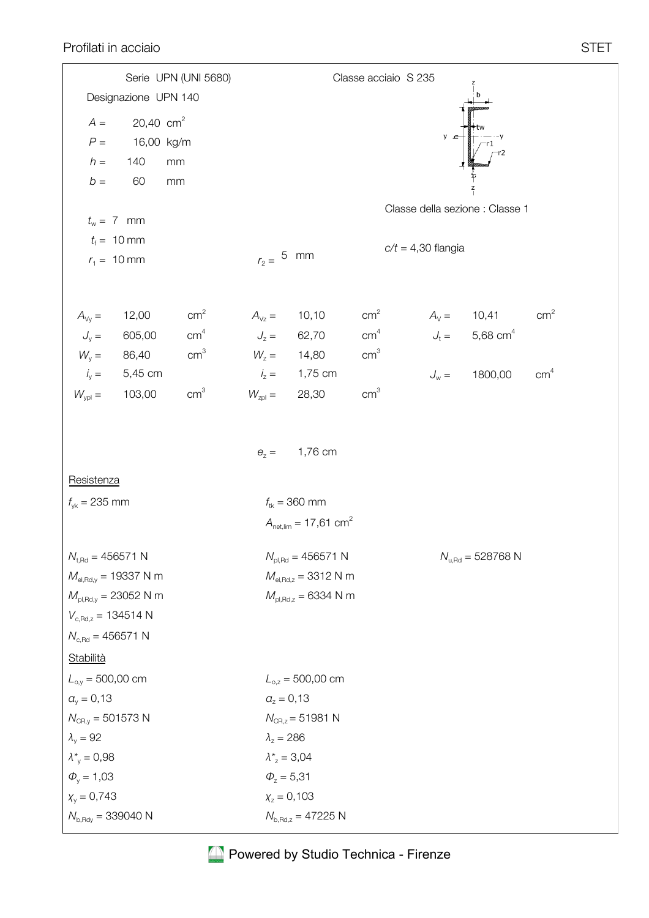Serie UPN (UNI 5680) — Classe acciaio S 235

Designazione UPN 140

$A$ = 20,40 cm$^2$

$P$ = 16,00 kg/m

$h$ = 140 mm

$b$ = 60 mm

$t_w$ = 7 mm

$t_f$ = 10 mm

$r_1$ = 10 mm

$r_2$ = 5 mm

Classe della sezione : Classe 1

$c/t$ = 4,30 flangia

| | | | | | | | | |
|---|---|---|---|---|---|---|---|---|
| $A_{Vy}$ = | 12,00 | cm$^2$ | $A_{Vz}$ = | 10,10 | cm$^2$ | $A_V$ = | 10,41 | cm$^2$ |
| $J_y$ = | 605,00 | cm$^4$ | $J_z$ = | 62,70 | cm$^4$ | $J_t$ = | 5,68 cm$^4$ | |
| $W_y$ = | 86,40 | cm$^3$ | $W_z$ = | 14,80 | cm$^3$ | | | |
| $i_y$ = | 5,45 cm | | $i_z$ = | 1,75 cm | | $J_w$ = | 1800,00 | cm$^4$ |
| $W_{ypl}$ = | 103,00 | cm$^3$ | $W_{zpl}$ = | 28,30 | cm$^3$ | | | |

$e_z$ = 1,76 cm

## Resistenza

$f_{yk}$ = 235 mm

$f_{tk}$ = 360 mm

$A_{net,lim}$ = 17,61 cm$^2$

$N_{t,Rd}$ = 456571 N

$N_{pl,Rd}$ = 456571 N

$N_{u,Rd}$ = 528768 N

$M_{el,Rd,y}$ = 19337 N m

$M_{el,Rd,z}$ = 3312 N m

$M_{pl,Rd,y}$ = 23052 N m

$M_{pl,Rd,z}$ = 6334 N m

$V_{c,Rd,z}$ = 134514 N

$N_{c,Rd}$ = 456571 N

## Stabilità

| | |
|---|---|
| $L_{o,y}$ = 500,00 cm | $L_{o,z}$ = 500,00 cm |
| $\alpha_y$ = 0,13 | $\alpha_z$ = 0,13 |
| $N_{CR,y}$ = 501573 N | $N_{CR,z}$ = 51981 N |
| $\lambda_y$ = 92 | $\lambda_z$ = 286 |
| $\lambda^*_y$ = 0,98 | $\lambda^*_z$ = 3,04 |
| $\Phi_y$ = 1,03 | $\Phi_z$ = 5,31 |
| $\chi_y$ = 0,743 | $\chi_z$ = 0,103 |
| $N_{b,Rdy}$ = 339040 N | $N_{b,Rd,z}$ = 47225 N |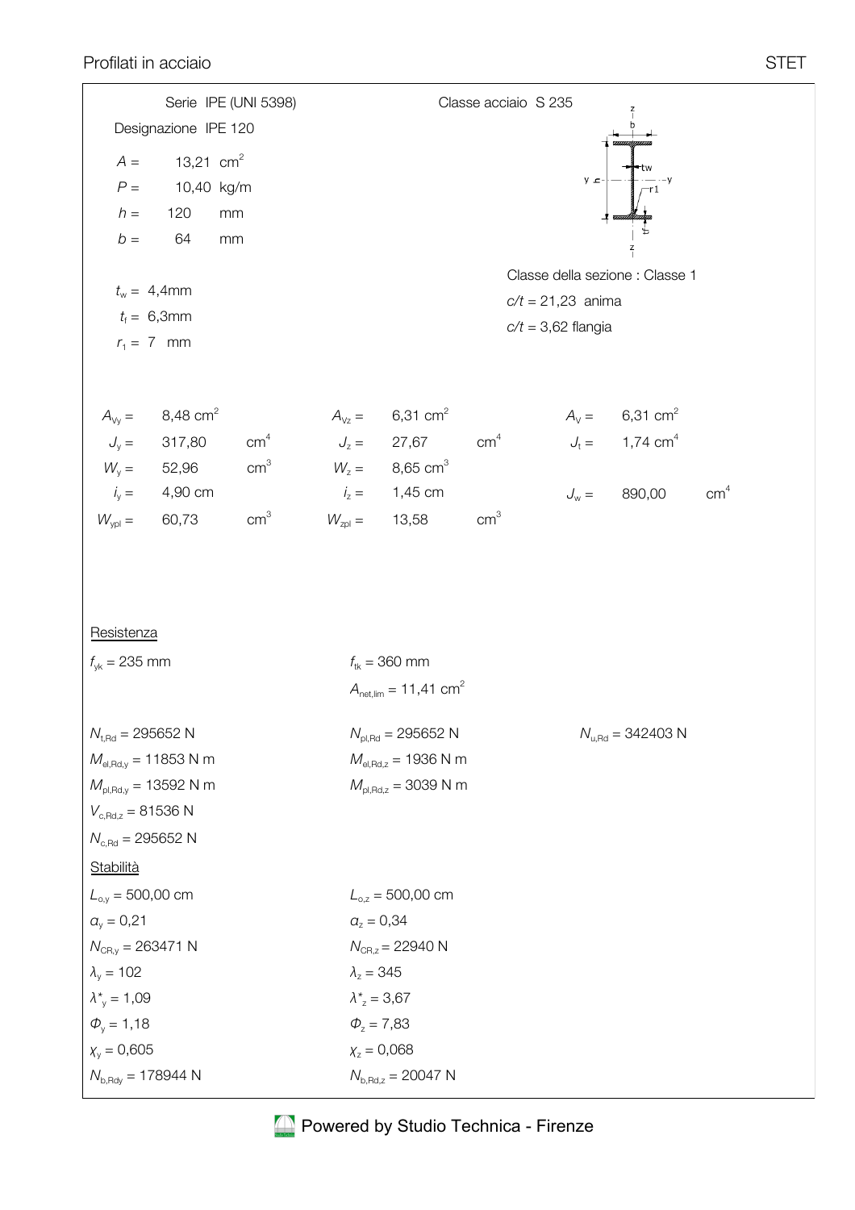Serie IPE (UNI 5398)

Classe acciaio S 235

Designazione IPE 120

$A =$ 13,21 $cm^2$

$P =$ 10,40 kg/m

$h =$ 120 mm

$b =$ 64 mm

$t_w =$ 4,4mm

$t_f =$ 6,3mm

$r_1 =$ 7 mm

Classe della sezione : Classe 1

$c/t = 21,23$ anima

$c/t = 3,62$ flangia

| | | | | | |
|---|---|---|---|---|---|
| $A_{Vy} =$ 8,48 $cm^2$ | | $A_{Vz} =$ 6,31 $cm^2$ | | $A_V =$ 6,31 $cm^2$ | |
| $J_y =$ 317,80 | $cm^4$ | $J_z =$ 27,67 | $cm^4$ | $J_t =$ 1,74 $cm^4$ | |
| $W_y =$ 52,96 | $cm^3$ | $W_z =$ 8,65 $cm^3$ | | | |
| $i_y =$ 4,90 cm | | $i_z =$ 1,45 cm | | $J_w =$ 890,00 | $cm^4$ |
| $W_{ypl} =$ 60,73 | $cm^3$ | $W_{zpl} =$ 13,58 | $cm^3$ | | |

Resistenza

$f_{yk} = 235$ mm

$f_{tk} = 360$ mm

$A_{net,lim} = 11,41$ $cm^2$

$N_{t,Rd} = 295652$ N

$N_{pl,Rd} = 295652$ N

$N_{u,Rd} = 342403$ N

$M_{el,Rd,y} = 11853$ N m

$M_{el,Rd,z} = 1936$ N m

$M_{pl,Rd,y} = 13592$ N m

$M_{pl,Rd,z} = 3039$ N m

$V_{c,Rd,z} = 81536$ N

$N_{c,Rd} = 295652$ N

Stabilità

| | |
|---|---|
| $L_{o,y} = 500,00$ cm | $L_{o,z} = 500,00$ cm |
| $\alpha_y = 0,21$ | $\alpha_z = 0,34$ |
| $N_{CR,y} = 263471$ N | $N_{CR,z} = 22940$ N |
| $\lambda_y = 102$ | $\lambda_z = 345$ |
| $\lambda^*_y = 1,09$ | $\lambda^*_z = 3,67$ |
| $\Phi_y = 1,18$ | $\Phi_z = 7,83$ |
| $\chi_y = 0,605$ | $\chi_z = 0,068$ |
| $N_{b,Rdy} = 178944$ N | $N_{b,Rd,z} = 20047$ N |

Powered by Studio Technica - Firenze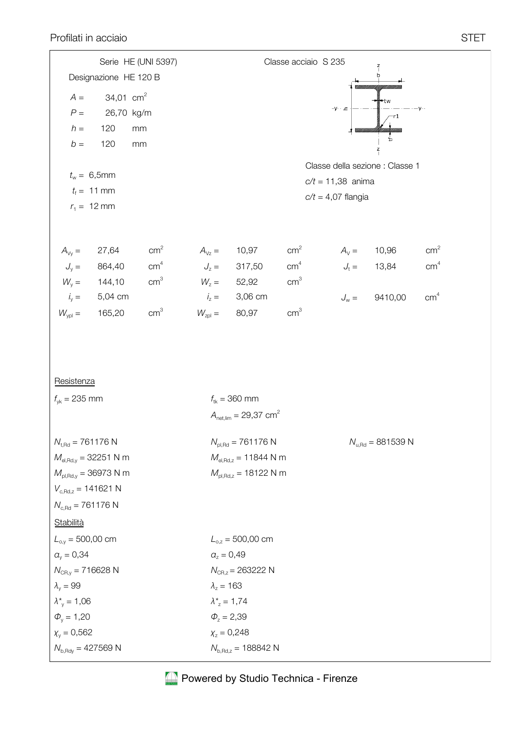Serie HE (UNI 5397)

Classe acciaio S 235

Designazione HE 120 B

$A$ = 34,01 $cm^2$

$P$ = 26,70 kg/m

$h$ = 120 mm

$b$ = 120 mm

$t_w$ = 6,5mm

$t_f$ = 11 mm

$r_1$ = 12 mm

Classe della sezione : Classe 1

$c/t$ = 11,38 anima

$c/t$ = 4,07 flangia

| | | | | | | | | |
|---|---|---|---|---|---|---|---|---|
| $A_{Vy}$ = | 27,64 | $cm^2$ | $A_{Vz}$ = | 10,97 | $cm^2$ | $A_V$ = | 10,96 | $cm^2$ |
| $J_y$ = | 864,40 | $cm^4$ | $J_z$ = | 317,50 | $cm^4$ | $J_t$ = | 13,84 | $cm^4$ |
| $W_y$ = | 144,10 | $cm^3$ | $W_z$ = | 52,92 | $cm^3$ | | | |
| $i_y$ = | 5,04 cm | | $i_z$ = | 3,06 cm | | $J_w$ = | 9410,00 | $cm^4$ |
| $W_{ypl}$ = | 165,20 | $cm^3$ | $W_{zpl}$ = | 80,97 | $cm^3$ | | | |

Resistenza

$f_{yk}$ = 235 mm

$f_{tk}$ = 360 mm

$A_{net,lim}$ = 29,37 $cm^2$

$N_{t,Rd}$ = 761176 N

$N_{pl,Rd}$ = 761176 N

$N_{u,Rd}$ = 881539 N

$M_{el,Rd,y}$ = 32251 N m

$M_{el,Rd,z}$ = 11844 N m

$M_{pl,Rd,y}$ = 36973 N m

$M_{pl,Rd,z}$ = 18122 N m

$V_{c,Rd,z}$ = 141621 N

$N_{c,Rd}$ = 761176 N

Stabilità

| | |
|---|---|
| $L_{o,y}$ = 500,00 cm | $L_{o,z}$ = 500,00 cm |
| $\alpha_y$ = 0,34 | $\alpha_z$ = 0,49 |
| $N_{CR,y}$ = 716628 N | $N_{CR,z}$ = 263222 N |
| $\lambda_y$ = 99 | $\lambda_z$ = 163 |
| $\lambda^*_y$ = 1,06 | $\lambda^*_z$ = 1,74 |
| $\Phi_y$ = 1,20 | $\Phi_z$ = 2,39 |
| $\chi_y$ = 0,562 | $\chi_z$ = 0,248 |
| $N_{b,Rdy}$ = 427569 N | $N_{b,Rd,z}$ = 188842 N |

Powered by Studio Technica - Firenze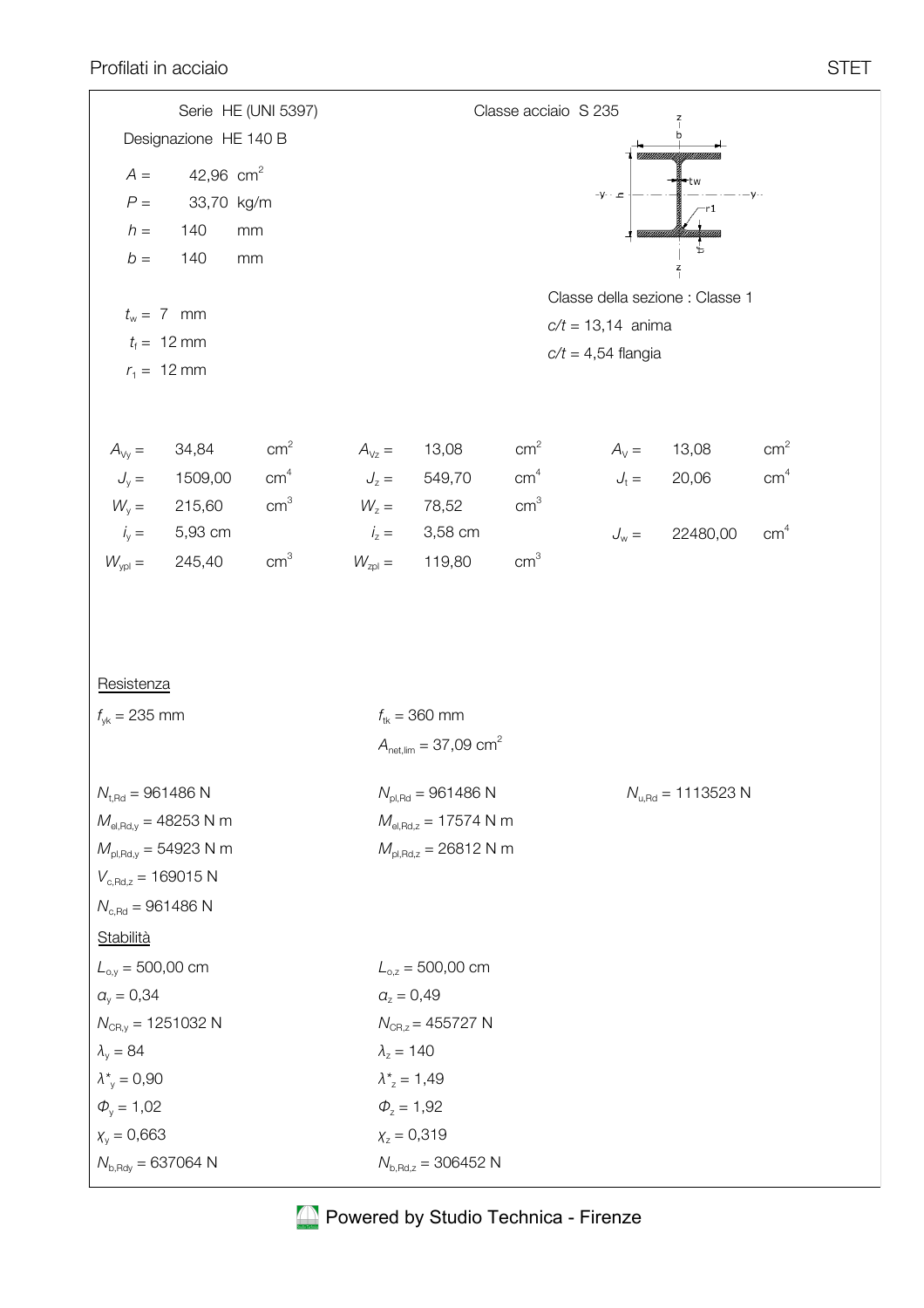Serie HE (UNI 5397) Classe acciaio S 235

Designazione HE 140 B

$A =$ 42,96 $cm^2$

$P =$ 33,70 kg/m

$h =$ 140 mm

$b =$ 140 mm

$t_w =$ 7 mm

$t_f =$ 12 mm

$r_1 =$ 12 mm

Classe della sezione : Classe 1

$c/t$ = 13,14 anima

$c/t$ = 4,54 flangia

| | | | | | | | | |
|---|---|---|---|---|---|---|---|---|
| $A_{Vy} =$ | 34,84 | $cm^2$ | $A_{Vz} =$ | 13,08 | $cm^2$ | $A_V =$ | 13,08 | $cm^2$ |
| $J_y =$ | 1509,00 | $cm^4$ | $J_z =$ | 549,70 | $cm^4$ | $J_t =$ | 20,06 | $cm^4$ |
| $W_y =$ | 215,60 | $cm^3$ | $W_z =$ | 78,52 | $cm^3$ | | | |
| $i_y =$ | 5,93 cm | | $i_z =$ | 3,58 cm | | $J_w =$ | 22480,00 | $cm^4$ |
| $W_{ypl} =$ | 245,40 | $cm^3$ | $W_{zpl} =$ | 119,80 | $cm^3$ | | | |

## Resistenza

$f_{yk}$ = 235 mm

$f_{tk}$ = 360 mm

$A_{net,lim}$ = 37,09 $cm^2$

$N_{t,Rd}$ = 961486 N

$N_{pl,Rd}$ = 961486 N

$N_{u,Rd}$ = 1113523 N

$M_{el,Rd,y}$ = 48253 N m

$M_{el,Rd,z}$ = 17574 N m

$M_{pl,Rd,y}$ = 54923 N m

$M_{pl,Rd,z}$ = 26812 N m

$V_{c,Rd,z}$ = 169015 N

$N_{c,Rd}$ = 961486 N

## Stabilità

| | |
|---|---|
| $L_{o,y}$ = 500,00 cm | $L_{o,z}$ = 500,00 cm |
| $\alpha_y$ = 0,34 | $\alpha_z$ = 0,49 |
| $N_{CR,y}$ = 1251032 N | $N_{CR,z}$ = 455727 N |
| $\lambda_y$ = 84 | $\lambda_z$ = 140 |
| $\lambda^*_y$ = 0,90 | $\lambda^*_z$ = 1,49 |
| $\Phi_y$ = 1,02 | $\Phi_z$ = 1,92 |
| $\chi_y$ = 0,663 | $\chi_z$ = 0,319 |
| $N_{b,Rdy}$ = 637064 N | $N_{b,Rd,z}$ = 306452 N |

Powered by Studio Technica - Firenze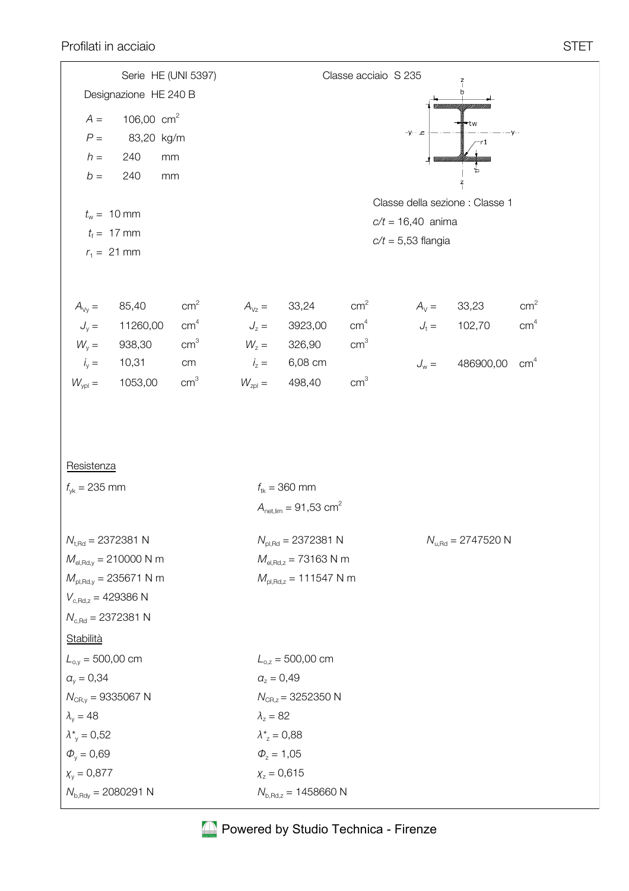Serie HE (UNI 5397) — Classe acciaio S 235

Designazione HE 240 B

$A =$ 106,00 $cm^2$

$P =$ 83,20 kg/m

$h =$ 240 mm

$b =$ 240 mm

$t_w =$ 10 mm

$t_f =$ 17 mm

$r_1 =$ 21 mm

Classe della sezione : Classe 1

$c/t = 16,40$ anima

$c/t = 5,53$ flangia

| | | | | | | | | |
|---|---|---|---|---|---|---|---|---|
| $A_{Vy} =$ | 85,40 | $cm^2$ | $A_{Vz} =$ | 33,24 | $cm^2$ | $A_V =$ | 33,23 | $cm^2$ |
| $J_y =$ | 11260,00 | $cm^4$ | $J_z =$ | 3923,00 | $cm^4$ | $J_t =$ | 102,70 | $cm^4$ |
| $W_y =$ | 938,30 | $cm^3$ | $W_z =$ | 326,90 | $cm^3$ | | | |
| $i_y =$ | 10,31 | cm | $i_z =$ | 6,08 cm | | $J_w =$ | 486900,00 | $cm^4$ |
| $W_{ypl} =$ | 1053,00 | $cm^3$ | $W_{zpl} =$ | 498,40 | $cm^3$ | | | |

## Resistenza

$f_{yk} = 235$ mm

$f_{tk} = 360$ mm

$A_{net,lim} = 91,53\ cm^2$

$N_{t,Rd} = 2372381$ N

$N_{pl,Rd} = 2372381$ N

$N_{u,Rd} = 2747520$ N

$M_{el,Rd,y} = 210000$ N m

$M_{el,Rd,z} = 73163$ N m

$M_{pl,Rd,y} = 235671$ N m

$M_{pl,Rd,z} = 111547$ N m

$V_{c,Rd,z} = 429386$ N

$N_{c,Rd} = 2372381$ N

## Stabilità

| | |
|---|---|
| $L_{o,y} = 500,00$ cm | $L_{o,z} = 500,00$ cm |
| $\alpha_y = 0,34$ | $\alpha_z = 0,49$ |
| $N_{CR,y} = 9335067$ N | $N_{CR,z} = 3252350$ N |
| $\lambda_y = 48$ | $\lambda_z = 82$ |
| $\lambda^*_y = 0,52$ | $\lambda^*_z = 0,88$ |
| $\Phi_y = 0,69$ | $\Phi_z = 1,05$ |
| $\chi_y = 0,877$ | $\chi_z = 0,615$ |
| $N_{b,Rdy} = 2080291$ N | $N_{b,Rd,z} = 1458660$ N |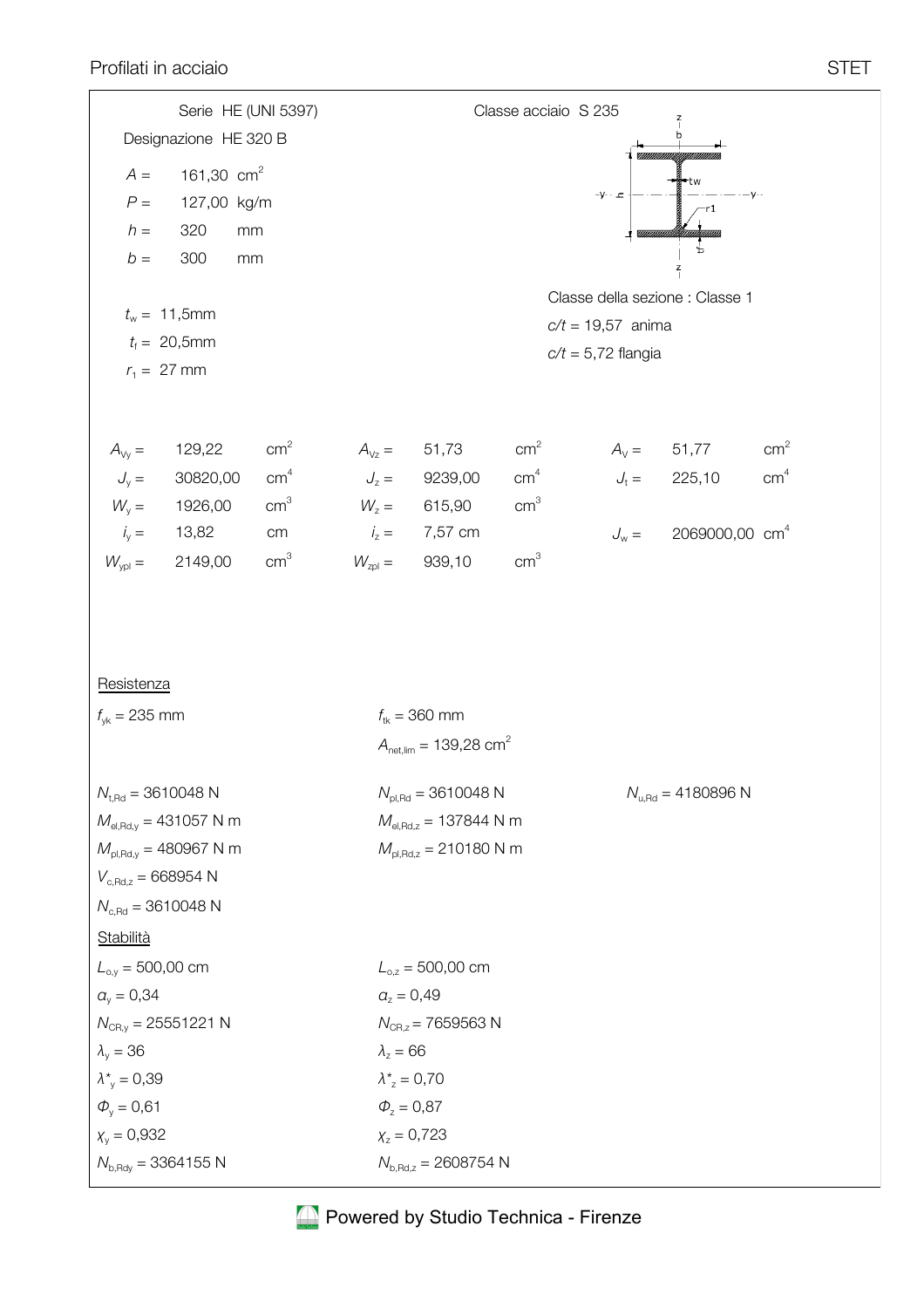Serie HE (UNI 5397)

Classe acciaio S 235

Designazione HE 320 B

$A$ = 161,30 cm$^2$

$P$ = 127,00 kg/m

$h$ = 320 mm

$b$ = 300 mm

$t_w$ = 11,5mm

$t_f$ = 20,5mm

$r_1$ = 27 mm

Classe della sezione : Classe 1

$c/t$ = 19,57 anima

$c/t$ = 5,72 flangia

| | | | | | | | | |
|---|---|---|---|---|---|---|---|---|
| $A_{Vy}$ = | 129,22 | cm$^2$ | $A_{Vz}$ = | 51,73 | cm$^2$ | $A_V$ = | 51,77 | cm$^2$ |
| $J_y$ = | 30820,00 | cm$^4$ | $J_z$ = | 9239,00 | cm$^4$ | $J_t$ = | 225,10 | cm$^4$ |
| $W_y$ = | 1926,00 | cm$^3$ | $W_z$ = | 615,90 | cm$^3$ | | | |
| $i_y$ = | 13,82 | cm | $i_z$ = | 7,57 cm | | $J_w$ = | 2069000,00 | cm$^4$ |
| $W_{ypl}$ = | 2149,00 | cm$^3$ | $W_{zpl}$ = | 939,10 | cm$^3$ | | | |

## Resistenza

$f_{yk}$ = 235 mm

$f_{tk}$ = 360 mm

$A_{net,lim}$ = 139,28 cm$^2$

$N_{t,Rd}$ = 3610048 N

$N_{pl,Rd}$ = 3610048 N

$N_{u,Rd}$ = 4180896 N

$M_{el,Rd,y}$ = 431057 N m

$M_{el,Rd,z}$ = 137844 N m

$M_{pl,Rd,y}$ = 480967 N m

$M_{pl,Rd,z}$ = 210180 N m

$V_{c,Rd,z}$ = 668954 N

$N_{c,Rd}$ = 3610048 N

## Stabilità

| | |
|---|---|
| $L_{o,y}$ = 500,00 cm | $L_{o,z}$ = 500,00 cm |
| $\alpha_y$ = 0,34 | $\alpha_z$ = 0,49 |
| $N_{CR,y}$ = 25551221 N | $N_{CR,z}$ = 7659563 N |
| $\lambda_y$ = 36 | $\lambda_z$ = 66 |
| $\lambda^*_y$ = 0,39 | $\lambda^*_z$ = 0,70 |
| $\Phi_y$ = 0,61 | $\Phi_z$ = 0,87 |
| $\chi_y$ = 0,932 | $\chi_z$ = 0,723 |
| $N_{b,Rdy}$ = 3364155 N | $N_{b,Rd,z}$ = 2608754 N |